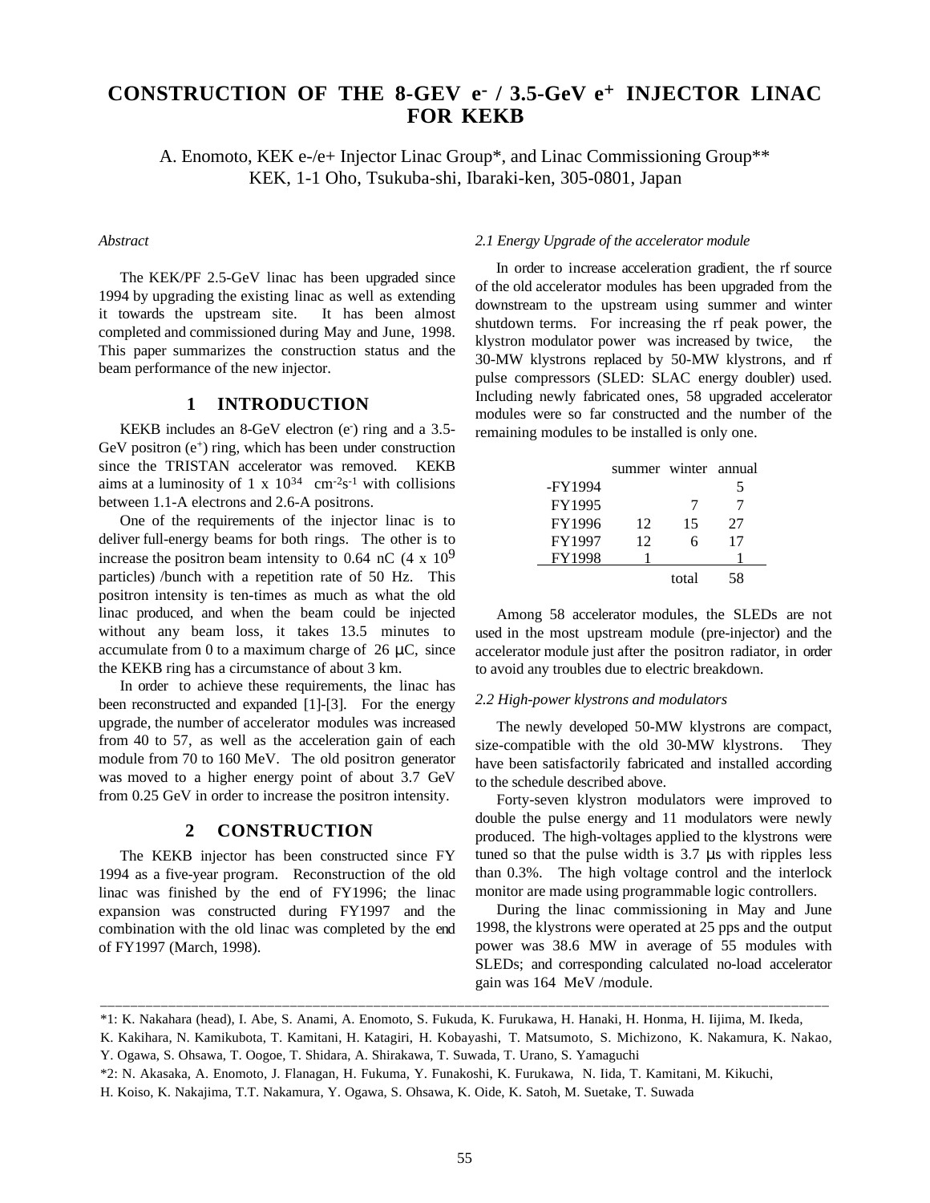# CONSTRUCTION OF THE 8-GEV $e^-$ / 3.5-GeV $e^+$ INJECTOR LINAC FOR KEKB

A. Enomoto, KEK e-/e+ Injector Linac Group*, and Linac Commissioning Group**
KEK, 1-1 Oho, Tsukuba-shi, Ibaraki-ken, 305-0801, Japan

*Abstract*

The KEK/PF 2.5-GeV linac has been upgraded since 1994 by upgrading the existing linac as well as extending it towards the upstream site. It has been almost completed and commissioned during May and June, 1998. This paper summarizes the construction status and the beam performance of the new injector.

## 1 INTRODUCTION

KEKB includes an 8-GeV electron ($e^-$) ring and a 3.5-GeV positron ($e^+$) ring, which has been under construction since the TRISTAN accelerator was removed. KEKB aims at a luminosity of 1 x $10^{34}$ $cm^{-2}s^{-1}$ with collisions between 1.1-A electrons and 2.6-A positrons.

One of the requirements of the injector linac is to deliver full-energy beams for both rings. The other is to increase the positron beam intensity to 0.64 nC (4 x $10^9$ particles) /bunch with a repetition rate of 50 Hz. This positron intensity is ten-times as much as what the old linac produced, and when the beam could be injected without any beam loss, it takes 13.5 minutes to accumulate from 0 to a maximum charge of 26 μC, since the KEKB ring has a circumstance of about 3 km.

In order to achieve these requirements, the linac has been reconstructed and expanded [1]-[3]. For the energy upgrade, the number of accelerator modules was increased from 40 to 57, as well as the acceleration gain of each module from 70 to 160 MeV. The old positron generator was moved to a higher energy point of about 3.7 GeV from 0.25 GeV in order to increase the positron intensity.

## 2 CONSTRUCTION

The KEKB injector has been constructed since FY 1994 as a five-year program. Reconstruction of the old linac was finished by the end of FY1996; the linac expansion was constructed during FY1997 and the combination with the old linac was completed by the end of FY1997 (March, 1998).

### *2.1 Energy Upgrade of the accelerator module*

In order to increase acceleration gradient, the rf source of the old accelerator modules has been upgraded from the downstream to the upstream using summer and winter shutdown terms. For increasing the rf peak power, the klystron modulator power was increased by twice, the 30-MW klystrons replaced by 50-MW klystrons, and rf pulse compressors (SLED: SLAC energy doubler) used. Including newly fabricated ones, 58 upgraded accelerator modules were so far constructed and the number of the remaining modules to be installed is only one.

| | summer | winter | annual |
|---|---|---|---|
| -FY1994 | | | 5 |
| FY1995 | | 7 | 7 |
| FY1996 | 12 | 15 | 27 |
| FY1997 | 12 | 6 | 17 |
| FY1998 | 1 | | 1 |
| | | total | 58 |

Among 58 accelerator modules, the SLEDs are not used in the most upstream module (pre-injector) and the accelerator module just after the positron radiator, in order to avoid any troubles due to electric breakdown.

### *2.2 High-power klystrons and modulators*

The newly developed 50-MW klystrons are compact, size-compatible with the old 30-MW klystrons. They have been satisfactorily fabricated and installed according to the schedule described above.

Forty-seven klystron modulators were improved to double the pulse energy and 11 modulators were newly produced. The high-voltages applied to the klystrons were tuned so that the pulse width is 3.7 μs with ripples less than 0.3%. The high voltage control and the interlock monitor are made using programmable logic controllers.

During the linac commissioning in May and June 1998, the klystrons were operated at 25 pps and the output power was 38.6 MW in average of 55 modules with SLEDs; and corresponding calculated no-load accelerator gain was 164 MeV /module.

---

*1: K. Nakahara (head), I. Abe, S. Anami, A. Enomoto, S. Fukuda, K. Furukawa, H. Hanaki, H. Honma, H. Iijima, M. Ikeda, K. Kakihara, N. Kamikubota, T. Kamitani, H. Katagiri, H. Kobayashi, T. Matsumoto, S. Michizono, K. Nakamura, K. Nakao, Y. Ogawa, S. Ohsawa, T. Oogoe, T. Shidara, A. Shirakawa, T. Suwada, T. Urano, S. Yamaguchi

*2: N. Akasaka, A. Enomoto, J. Flanagan, H. Fukuma, Y. Funakoshi, K. Furukawa, N. Iida, T. Kamitani, M. Kikuchi, H. Koiso, K. Nakajima, T.T. Nakamura, Y. Ogawa, S. Ohsawa, K. Oide, K. Satoh, M. Suetake, T. Suwada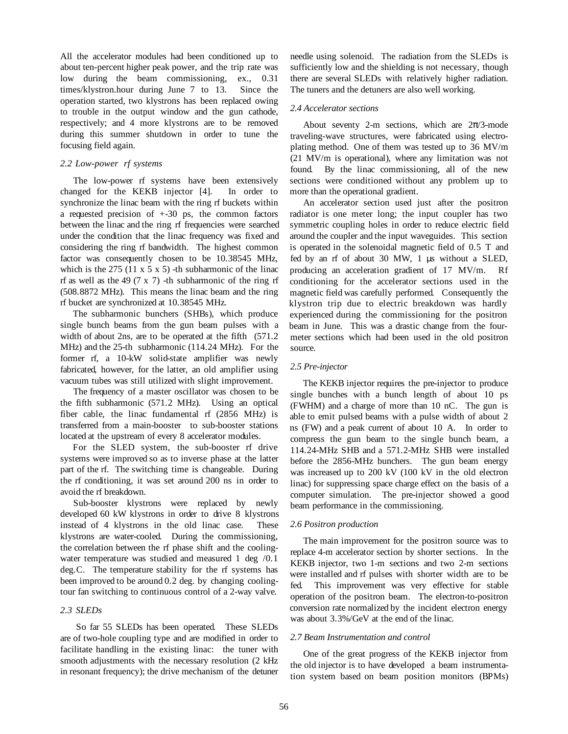All the accelerator modules had been conditioned up to about ten-percent higher peak power, and the trip rate was low during the beam commissioning, ex., 0.31 times/klystron.hour during June 7 to 13. Since the operation started, two klystrons has been replaced owing to trouble in the output window and the gun cathode, respectively; and 4 more klystrons are to be removed during this summer shutdown in order to tune the focusing field again.

### *2.2 Low-power rf systems*

The low-power rf systems have been extensively changed for the KEKB injector [4]. In order to synchronize the linac beam with the ring rf buckets within a requested precision of +-30 ps, the common factors between the linac and the ring rf frequencies were searched under the condition that the linac frequency was fixed and considering the ring rf bandwidth. The highest common factor was consequently chosen to be 10.38545 MHz, which is the 275 (11 x 5 x 5) -th subharmonic of the linac rf as well as the 49 (7 x 7) -th subharmonic of the ring rf (508.8872 MHz). This means the linac beam and the ring rf bucket are synchronized at 10.38545 MHz.

The subharmonic bunchers (SHBs), which produce single bunch beams from the gun beam pulses with a width of about 2ns, are to be operated at the fifth (571.2 MHz) and the 25-th subharmonic (114.24 MHz). For the former rf, a 10-kW solid-state amplifier was newly fabricated, however, for the latter, an old amplifier using vacuum tubes was still utilized with slight improvement.

The frequency of a master oscillator was chosen to be the fifth subharmonic (571.2 MHz). Using an optical fiber cable, the linac fundamental rf (2856 MHz) is transferred from a main-booster to sub-booster stations located at the upstream of every 8 accelerator modules.

For the SLED system, the sub-booster rf drive systems were improved so as to inverse phase at the latter part of the rf. The switching time is changeable. During the rf conditioning, it was set around 200 ns in order to avoid the rf breakdown.

Sub-booster klystrons were replaced by newly developed 60 kW klystrons in order to drive 8 klystrons instead of 4 klystrons in the old linac case. These klystrons are water-cooled. During the commissioning, the correlation between the rf phase shift and the cooling-water temperature was studied and measured 1 deg /0.1 deg.C. The temperature stability for the rf systems has been improved to be around 0.2 deg. by changing cooling-tour fan switching to continuous control of a 2-way valve.

### *2.3 SLEDs*

So far 55 SLEDs has been operated. These SLEDs are of two-hole coupling type and are modified in order to facilitate handling in the existing linac: the tuner with smooth adjustments with the necessary resolution (2 kHz in resonant frequency); the drive mechanism of the detuner needle using solenoid. The radiation from the SLEDs is sufficiently low and the shielding is not necessary, though there are several SLEDs with relatively higher radiation. The tuners and the detuners are also well working.

### *2.4 Accelerator sections*

About seventy 2-m sections, which are $2\pi/3$-mode traveling-wave structures, were fabricated using electro-plating method. One of them was tested up to 36 MV/m (21 MV/m is operational), where any limitation was not found. By the linac commissioning, all of the new sections were conditioned without any problem up to more than the operational gradient.

An accelerator section used just after the positron radiator is one meter long; the input coupler has two symmetric coupling holes in order to reduce electric field around the coupler and the input waveguides. This section is operated in the solenoidal magnetic field of 0.5 T and fed by an rf of about 30 MW, 1 μs without a SLED, producing an acceleration gradient of 17 MV/m. Rf conditioning for the accelerator sections used in the magnetic field was carefully performed. Consequently the klystron trip due to electric breakdown was hardly experienced during the commissioning for the positron beam in June. This was a drastic change from the four-meter sections which had been used in the old positron source.

### *2.5 Pre-injector*

The KEKB injector requires the pre-injector to produce single bunches with a bunch length of about 10 ps (FWHM) and a charge of more than 10 nC. The gun is able to emit pulsed beams with a pulse width of about 2 ns (FW) and a peak current of about 10 A. In order to compress the gun beam to the single bunch beam, a 114.24-MHz SHB and a 571.2-MHz SHB were installed before the 2856-MHz bunchers. The gun beam energy was increased up to 200 kV (100 kV in the old electron linac) for suppressing space charge effect on the basis of a computer simulation. The pre-injector showed a good beam performance in the commissioning.

### *2.6 Positron production*

The main improvement for the positron source was to replace 4-m accelerator section by shorter sections. In the KEKB injector, two 1-m sections and two 2-m sections were installed and rf pulses with shorter width are to be fed. This improvement was very effective for stable operation of the positron beam. The electron-to-positron conversion rate normalized by the incident electron energy was about 3.3%/GeV at the end of the linac.

### *2.7 Beam Instrumentation and control*

One of the great progress of the KEKB injector from the old injector is to have developed a beam instrumentation system based on beam position monitors (BPMs)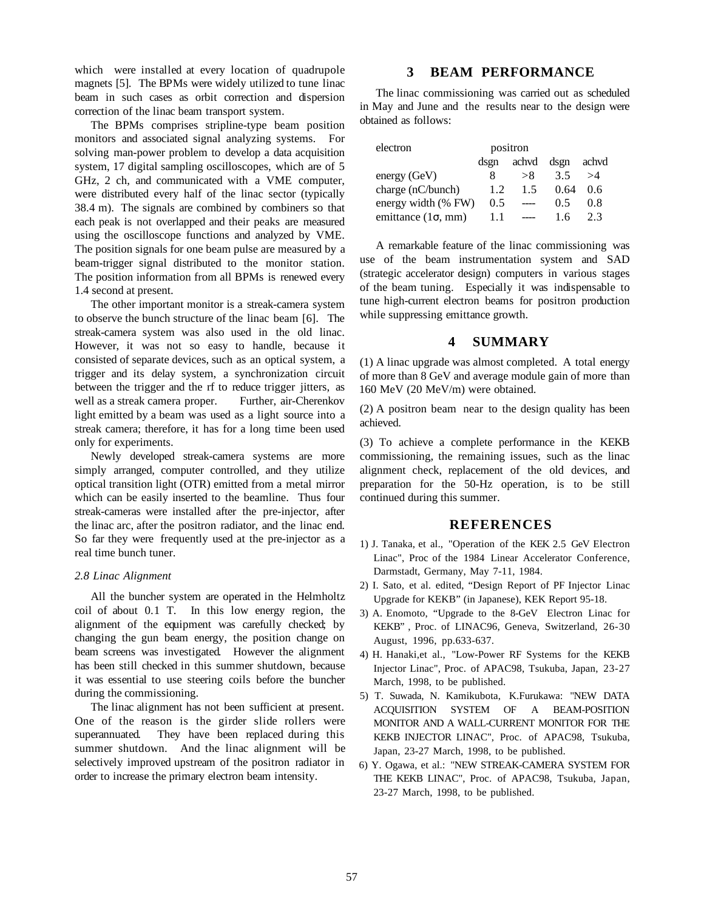which were installed at every location of quadrupole magnets [5]. The BPMs were widely utilized to tune linac beam in such cases as orbit correction and dispersion correction of the linac beam transport system.

The BPMs comprises stripline-type beam position monitors and associated signal analyzing systems. For solving man-power problem to develop a data acquisition system, 17 digital sampling oscilloscopes, which are of 5 GHz, 2 ch, and communicated with a VME computer, were distributed every half of the linac sector (typically 38.4 m). The signals are combined by combiners so that each peak is not overlapped and their peaks are measured using the oscilloscope functions and analyzed by VME. The position signals for one beam pulse are measured by a beam-trigger signal distributed to the monitor station. The position information from all BPMs is renewed every 1.4 second at present.

The other important monitor is a streak-camera system to observe the bunch structure of the linac beam [6]. The streak-camera system was also used in the old linac. However, it was not so easy to handle, because it consisted of separate devices, such as an optical system, a trigger and its delay system, a synchronization circuit between the trigger and the rf to reduce trigger jitters, as well as a streak camera proper. Further, air-Cherenkov light emitted by a beam was used as a light source into a streak camera; therefore, it has for a long time been used only for experiments.

Newly developed streak-camera systems are more simply arranged, computer controlled, and they utilize optical transition light (OTR) emitted from a metal mirror which can be easily inserted to the beamline. Thus four streak-cameras were installed after the pre-injector, after the linac arc, after the positron radiator, and the linac end. So far they were frequently used at the pre-injector as a real time bunch tuner.

### *2.8 Linac Alignment*

All the buncher system are operated in the Helmholtz coil of about 0.1 T. In this low energy region, the alignment of the equipment was carefully checked; by changing the gun beam energy, the position change on beam screens was investigated. However the alignment has been still checked in this summer shutdown, because it was essential to use steering coils before the buncher during the commissioning.

The linac alignment has not been sufficient at present. One of the reason is the girder slide rollers were superannuated. They have been replaced during this summer shutdown. And the linac alignment will be selectively improved upstream of the positron radiator in order to increase the primary electron beam intensity.

## 3 BEAM PERFORMANCE

The linac commissioning was carried out as scheduled in May and June and the results near to the design were obtained as follows:

| electron | positron | | | |
|---|---|---|---|---|
| | dsgn | achvd | dsgn | achvd |
| energy (GeV) | 8 | >8 | 3.5 | >4 |
| charge (nC/bunch) | 1.2 | 1.5 | 0.64 | 0.6 |
| energy width (% FW) | 0.5 | ---- | 0.5 | 0.8 |
| emittance ($1\sigma$, mm) | 1.1 | ---- | 1.6 | 2.3 |

A remarkable feature of the linac commissioning was use of the beam instrumentation system and SAD (strategic accelerator design) computers in various stages of the beam tuning. Especially it was indispensable to tune high-current electron beams for positron production while suppressing emittance growth.

## 4 SUMMARY

(1) A linac upgrade was almost completed. A total energy of more than 8 GeV and average module gain of more than 160 MeV (20 MeV/m) were obtained.

(2) A positron beam near to the design quality has been achieved.

(3) To achieve a complete performance in the KEKB commissioning, the remaining issues, such as the linac alignment check, replacement of the old devices, and preparation for the 50-Hz operation, is to be still continued during this summer.

## REFERENCES

1) J. Tanaka, et al., "Operation of the KEK 2.5 GeV Electron Linac", Proc of the 1984 Linear Accelerator Conference, Darmstadt, Germany, May 7-11, 1984.

2) I. Sato, et al. edited, "Design Report of PF Injector Linac Upgrade for KEKB" (in Japanese), KEK Report 95-18.

3) A. Enomoto, "Upgrade to the 8-GeV Electron Linac for KEKB" , Proc. of LINAC96, Geneva, Switzerland, 26-30 August, 1996, pp.633-637.

4) H. Hanaki,et al., "Low-Power RF Systems for the KEKB Injector Linac", Proc. of APAC98, Tsukuba, Japan, 23-27 March, 1998, to be published.

5) T. Suwada, N. Kamikubota, K.Furukawa: "NEW DATA ACQUISITION SYSTEM OF A BEAM-POSITION MONITOR AND A WALL-CURRENT MONITOR FOR THE KEKB INJECTOR LINAC", Proc. of APAC98, Tsukuba, Japan, 23-27 March, 1998, to be published.

6) Y. Ogawa, et al.: "NEW STREAK-CAMERA SYSTEM FOR THE KEKB LINAC", Proc. of APAC98, Tsukuba, Japan, 23-27 March, 1998, to be published.